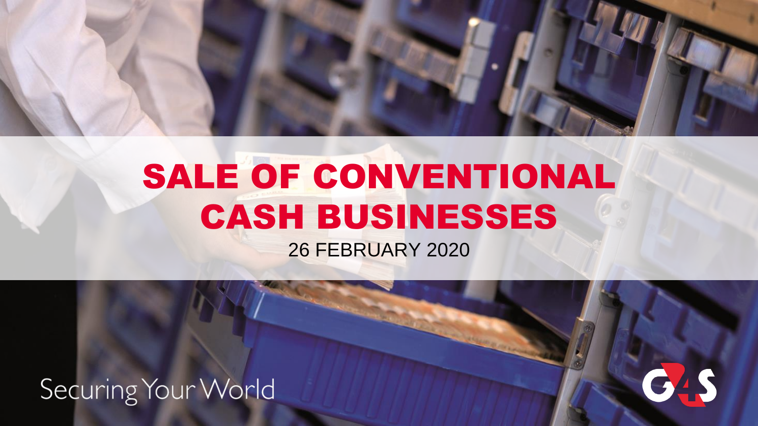# SALE OF CONVENTIONAL CASH BUSINESSES

26 FEBRUARY 2020

Securing Your World

G4S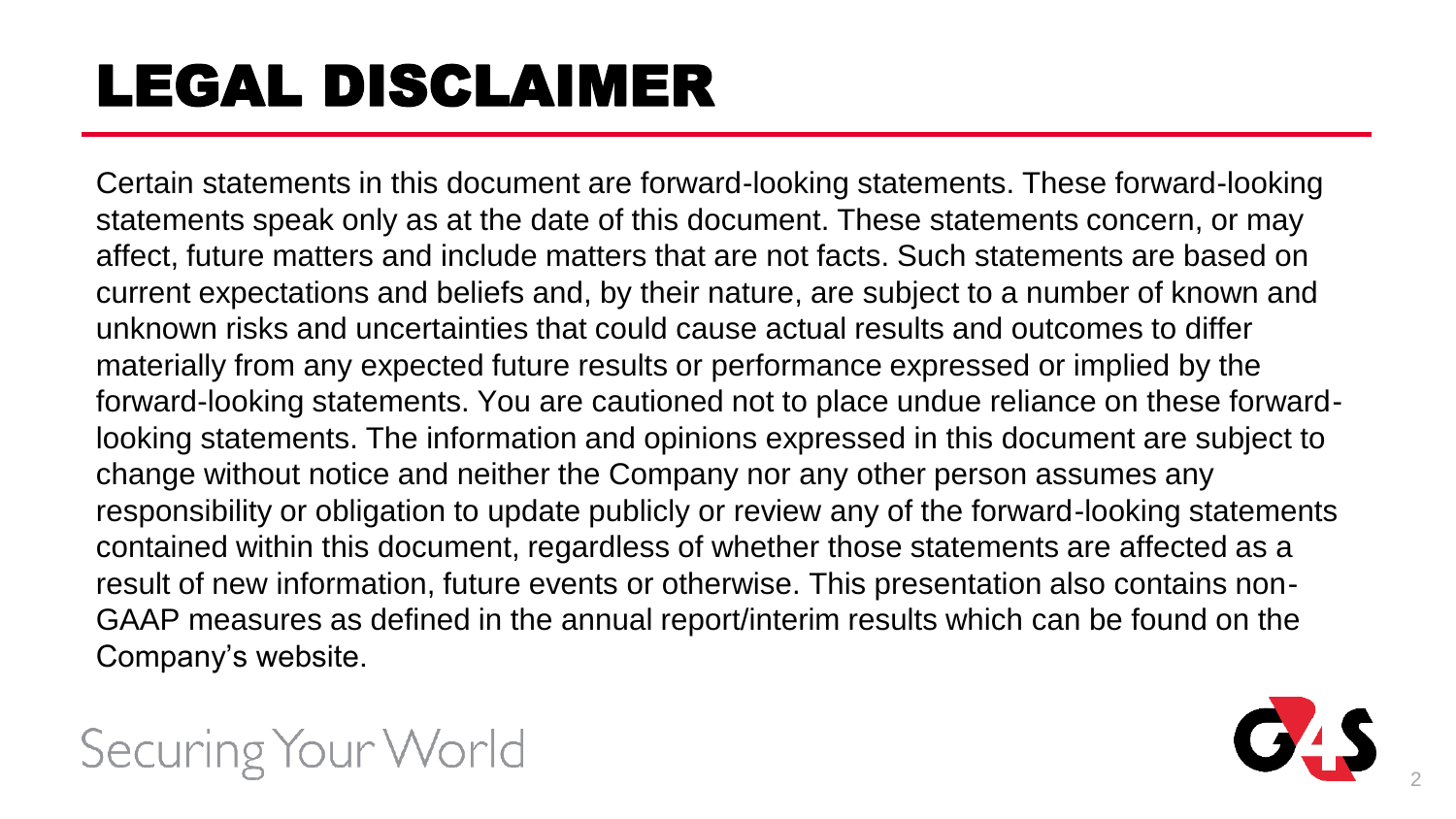# LEGAL DISCLAIMER

Certain statements in this document are forward-looking statements. These forward-looking statements speak only as at the date of this document. These statements concern, or may affect, future matters and include matters that are not facts. Such statements are based on current expectations and beliefs and, by their nature, are subject to a number of known and unknown risks and uncertainties that could cause actual results and outcomes to differ materially from any expected future results or performance expressed or implied by the forward-looking statements. You are cautioned not to place undue reliance on these forward-looking statements. The information and opinions expressed in this document are subject to change without notice and neither the Company nor any other person assumes any responsibility or obligation to update publicly or review any of the forward-looking statements contained within this document, regardless of whether those statements are affected as a result of new information, future events or otherwise. This presentation also contains non-GAAP measures as defined in the annual report/interim results which can be found on the Company's website.

Securing Your World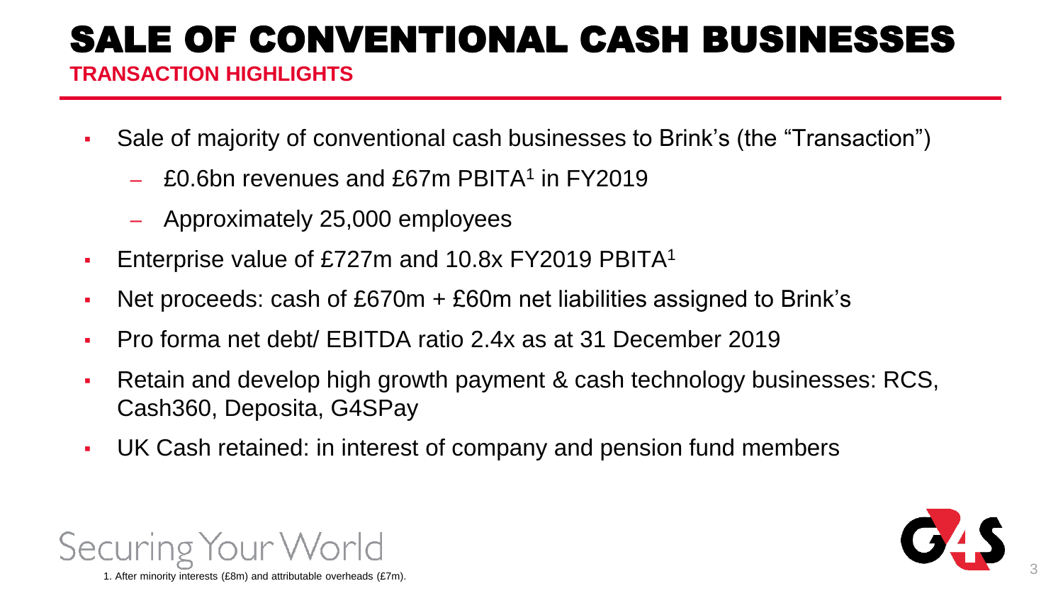# SALE OF CONVENTIONAL CASH BUSINESSES

## TRANSACTION HIGHLIGHTS

- Sale of majority of conventional cash businesses to Brink's (the "Transaction")
  - £0.6bn revenues and £67m PBITA[1] in FY2019
  - Approximately 25,000 employees
- Enterprise value of £727m and 10.8x FY2019 PBITA[1]
- Net proceeds: cash of £670m + £60m net liabilities assigned to Brink's
- Pro forma net debt/ EBITDA ratio 2.4x as at 31 December 2019
- Retain and develop high growth payment & cash technology businesses: RCS, Cash360, Deposita, G4SPay
- UK Cash retained: in interest of company and pension fund members

Securing Your World

1. After minority interests (£8m) and attributable overheads (£7m).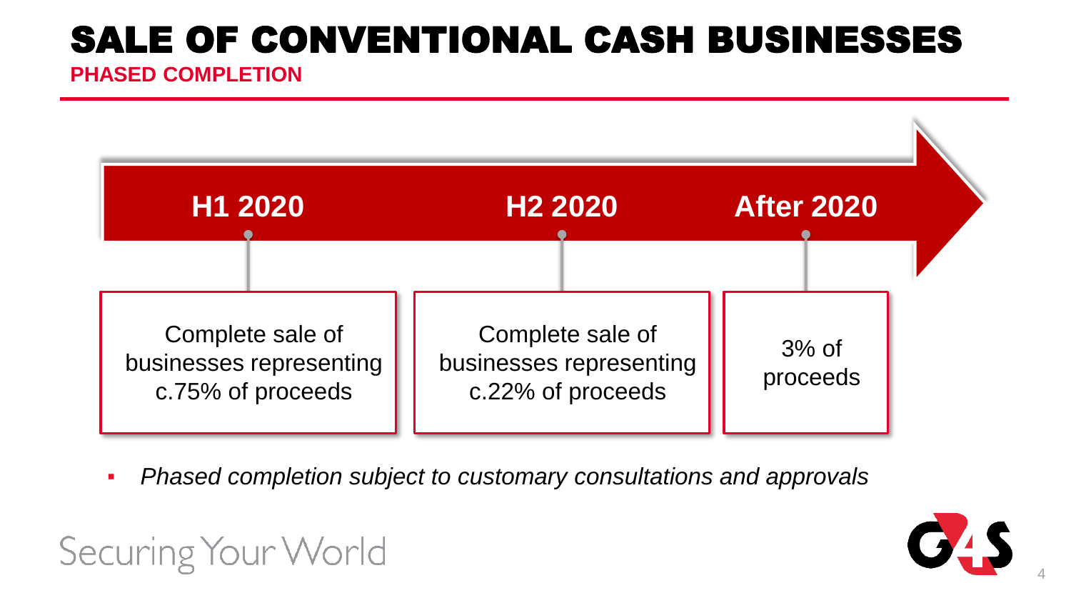# SALE OF CONVENTIONAL CASH BUSINESSES

**PHASED COMPLETION**

| H1 2020 | H2 2020 | After 2020 |
| --- | --- | --- |
| Complete sale of businesses representing c.75% of proceeds | Complete sale of businesses representing c.22% of proceeds | 3% of proceeds |

- *Phased completion subject to customary consultations and approvals*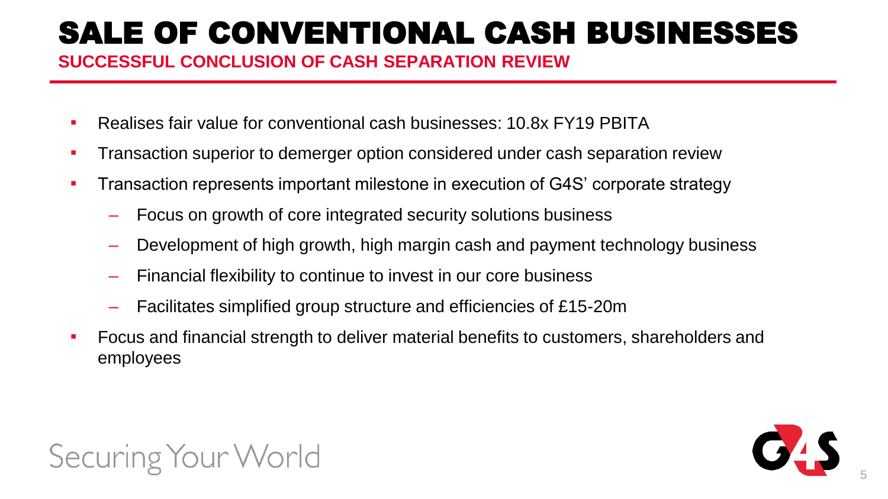# SALE OF CONVENTIONAL CASH BUSINESSES

**SUCCESSFUL CONCLUSION OF CASH SEPARATION REVIEW**

- Realises fair value for conventional cash businesses: 10.8x FY19 PBITA
- Transaction superior to demerger option considered under cash separation review
- Transaction represents important milestone in execution of G4S' corporate strategy
  - Focus on growth of core integrated security solutions business
  - Development of high growth, high margin cash and payment technology business
  - Financial flexibility to continue to invest in our core business
  - Facilitates simplified group structure and efficiencies of £15-20m
- Focus and financial strength to deliver material benefits to customers, shareholders and employees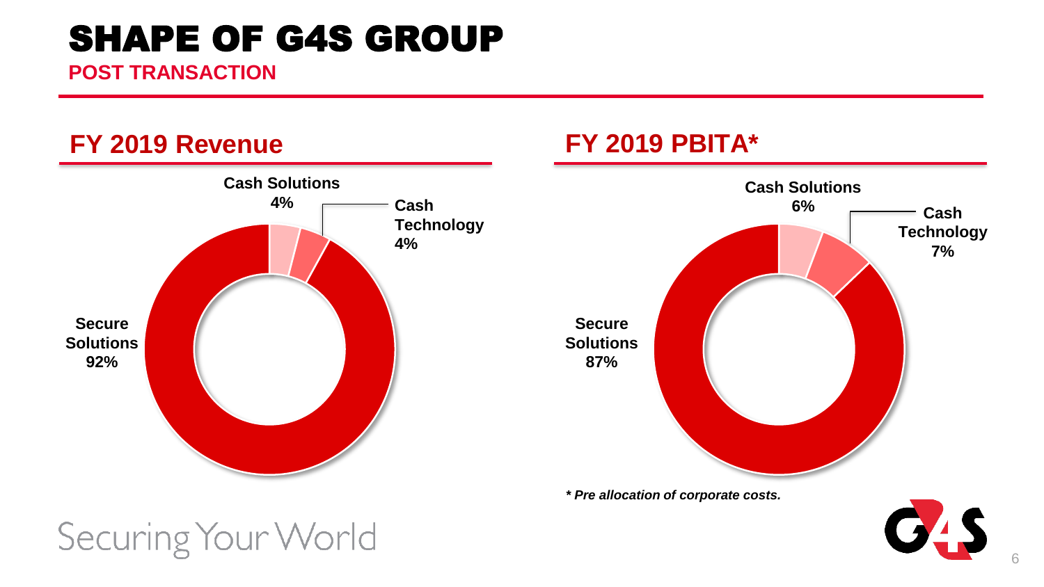# SHAPE OF G4S GROUP

**POST TRANSACTION**

## FY 2019 Revenue

| Segment | Share |
| --- | --- |
| Secure Solutions | 92% |
| Cash Solutions | 4% |
| Cash Technology | 4% |

## FY 2019 PBITA*

| Segment | Share |
| --- | --- |
| Secure Solutions | 87% |
| Cash Solutions | 6% |
| Cash Technology | 7% |

***Pre allocation of corporate costs.***

Securing Your World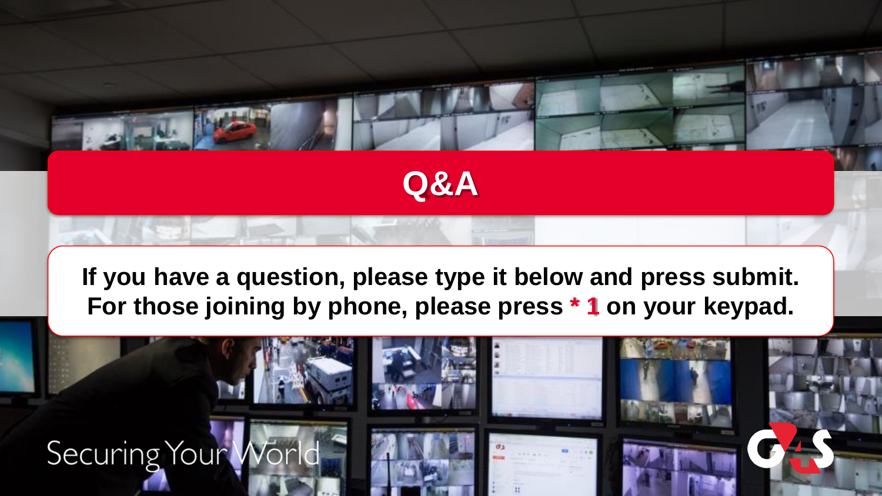# Q&A

**If you have a question, please type it below and press submit.**
**For those joining by phone, please press * 1 on your keypad.**

Securing Your World